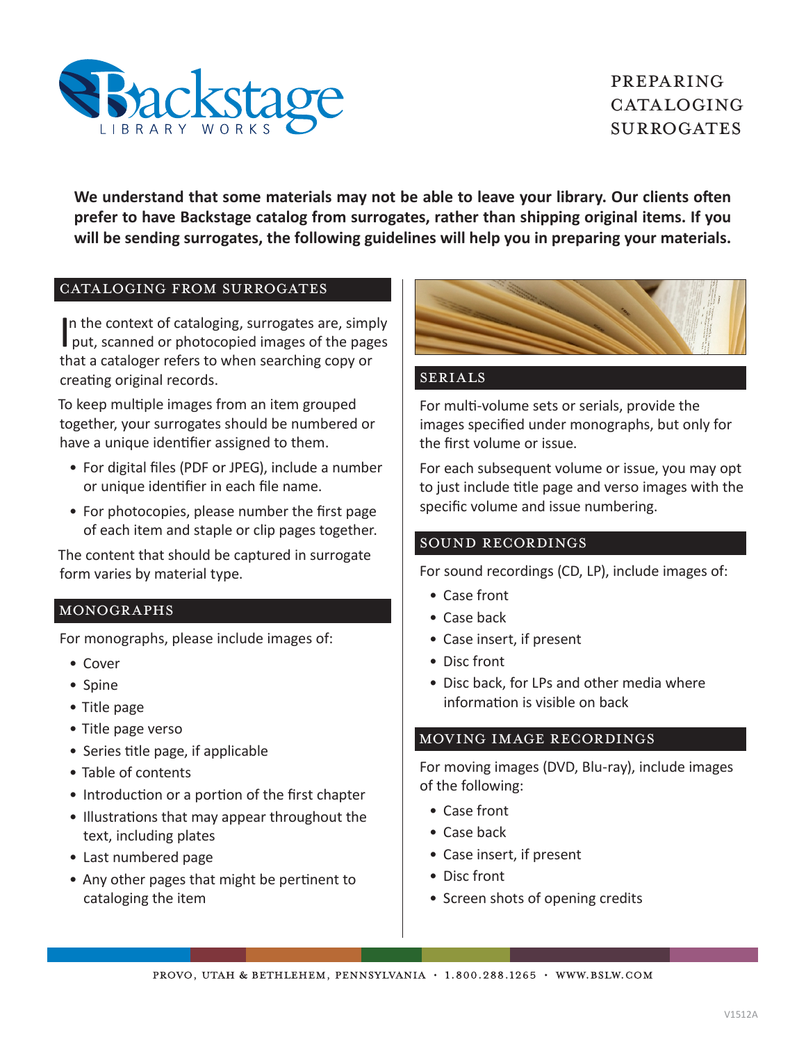# Preparing Cataloging Surrogates

**We understand that some materials may not be able to leave your library. Our clients often prefer to have Backstage catalog from surrogates, rather than shipping original items. If you will be sending surrogates, the following guidelines will help you in preparing your materials.**

## Cataloging from Surrogates

In the context of cataloging, surrogates are, simply put, scanned or photocopied images of the pages that a cataloger refers to when searching copy or creating original records.

To keep multiple images from an item grouped together, your surrogates should be numbered or have a unique identifier assigned to them.

- For digital files (PDF or JPEG), include a number or unique identifier in each file name.
- For photocopies, please number the first page of each item and staple or clip pages together.

The content that should be captured in surrogate form varies by material type.

## Monographs

For monographs, please include images of:

- Cover
- Spine
- Title page
- Title page verso
- Series title page, if applicable
- Table of contents
- Introduction or a portion of the first chapter
- Illustrations that may appear throughout the text, including plates
- Last numbered page
- Any other pages that might be pertinent to cataloging the item

## Serials

For multi-volume sets or serials, provide the images specified under monographs, but only for the first volume or issue.

For each subsequent volume or issue, you may opt to just include title page and verso images with the specific volume and issue numbering.

## Sound Recordings

For sound recordings (CD, LP), include images of:

- Case front
- Case back
- Case insert, if present
- Disc front
- Disc back, for LPs and other media where information is visible on back

## Moving Image Recordings

For moving images (DVD, Blu-ray), include images of the following:

- Case front
- Case back
- Case insert, if present
- Disc front
- Screen shots of opening credits

PROVO, UTAH & BETHLEHEM, PENNSYLVANIA · 1.800.288.1265 · WWW.BSLW.COM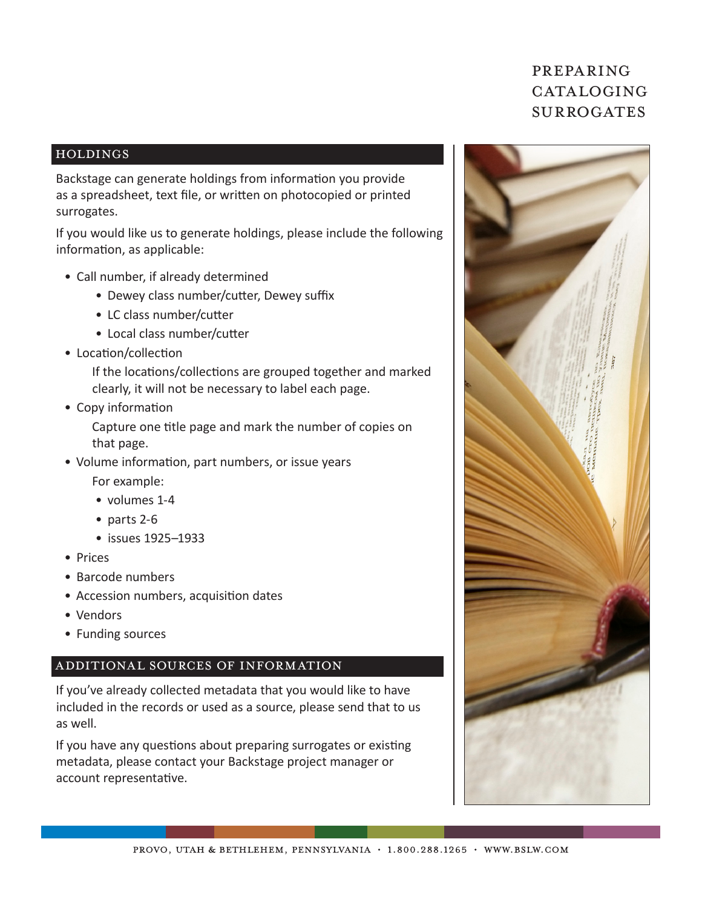# PREPARING CATALOGING SURROGATES

## HOLDINGS

Backstage can generate holdings from information you provide as a spreadsheet, text file, or written on photocopied or printed surrogates.

If you would like us to generate holdings, please include the following information, as applicable:

- Call number, if already determined
  - Dewey class number/cutter, Dewey suffix
  - LC class number/cutter
  - Local class number/cutter
- Location/collection

  If the locations/collections are grouped together and marked clearly, it will not be necessary to label each page.
- Copy information

  Capture one title page and mark the number of copies on that page.
- Volume information, part numbers, or issue years

  For example:
  - volumes 1-4
  - parts 2-6
  - issues 1925–1933
- Prices
- Barcode numbers
- Accession numbers, acquisition dates
- Vendors
- Funding sources

## ADDITIONAL SOURCES OF INFORMATION

If you've already collected metadata that you would like to have included in the records or used as a source, please send that to us as well.

If you have any questions about preparing surrogates or existing metadata, please contact your Backstage project manager or account representative.

PROVO, UTAH & BETHLEHEM, PENNSYLVANIA · 1.800.288.1265 · WWW.BSLW.COM